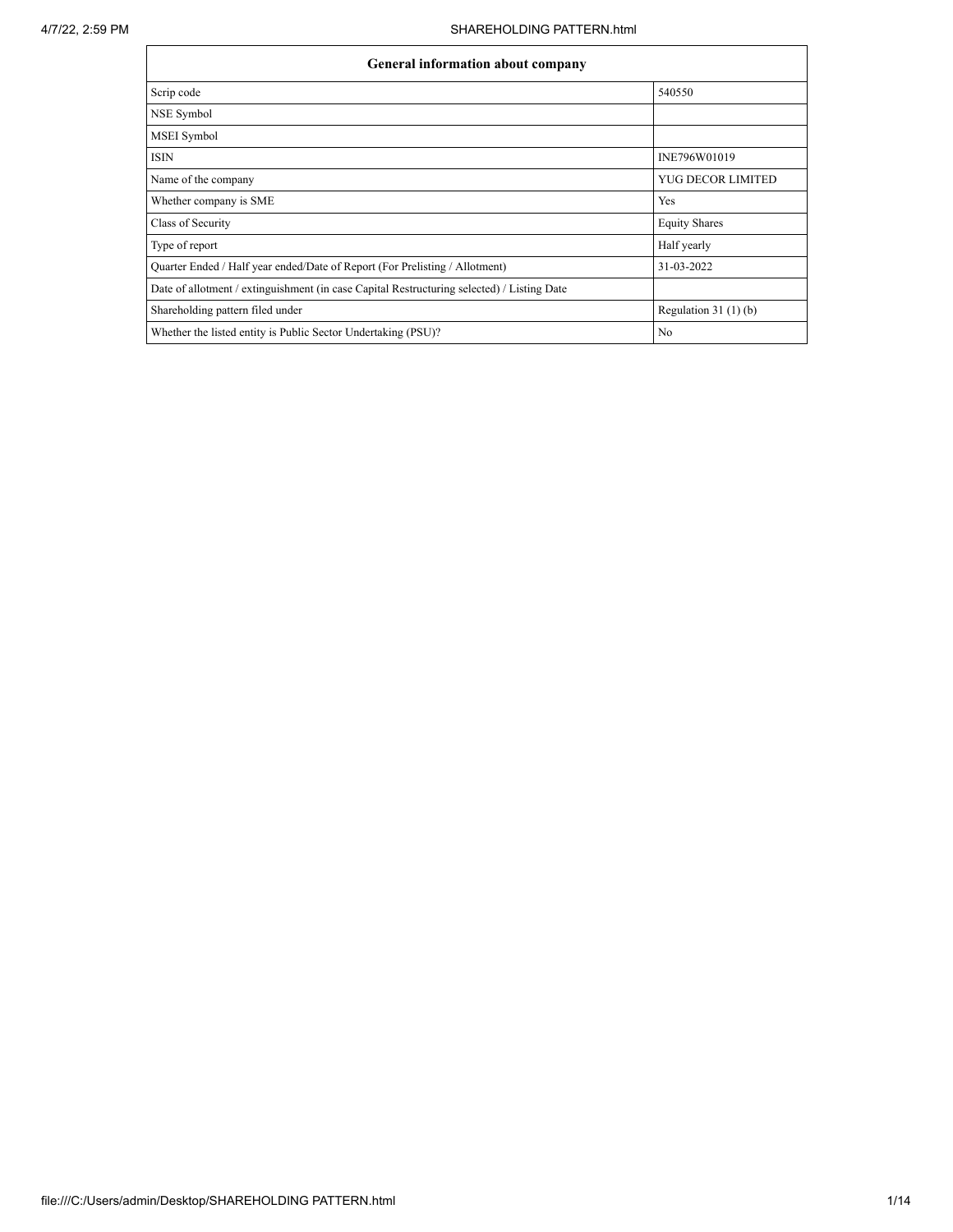| General information about company | |
| --- | --- |
| Scrip code | 540550 |
| NSE Symbol | |
| MSEI Symbol | |
| ISIN | INE796W01019 |
| Name of the company | YUG DECOR LIMITED |
| Whether company is SME | Yes |
| Class of Security | Equity Shares |
| Type of report | Half yearly |
| Quarter Ended / Half year ended/Date of Report (For Prelisting / Allotment) | 31-03-2022 |
| Date of allotment / extinguishment (in case Capital Restructuring selected) / Listing Date | |
| Shareholding pattern filed under | Regulation 31 (1) (b) |
| Whether the listed entity is Public Sector Undertaking (PSU)? | No |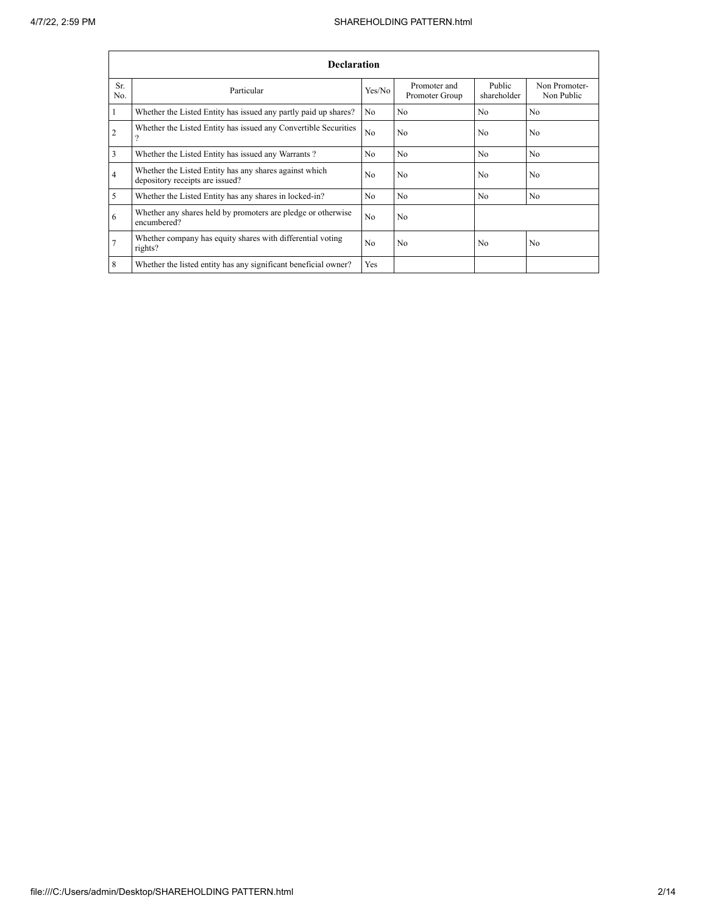| Declaration | | | | | |
|---|---|---|---|---|---|
| Sr. No. | Particular | Yes/No | Promoter and Promoter Group | Public shareholder | Non Promoter- Non Public |
| 1 | Whether the Listed Entity has issued any partly paid up shares? | No | No | No | No |
| 2 | Whether the Listed Entity has issued any Convertible Securities ? | No | No | No | No |
| 3 | Whether the Listed Entity has issued any Warrants ? | No | No | No | No |
| 4 | Whether the Listed Entity has any shares against which depository receipts are issued? | No | No | No | No |
| 5 | Whether the Listed Entity has any shares in locked-in? | No | No | No | No |
| 6 | Whether any shares held by promoters are pledge or otherwise encumbered? | No | No | | |
| 7 | Whether company has equity shares with differential voting rights? | No | No | No | No |
| 8 | Whether the listed entity has any significant beneficial owner? | Yes | | | |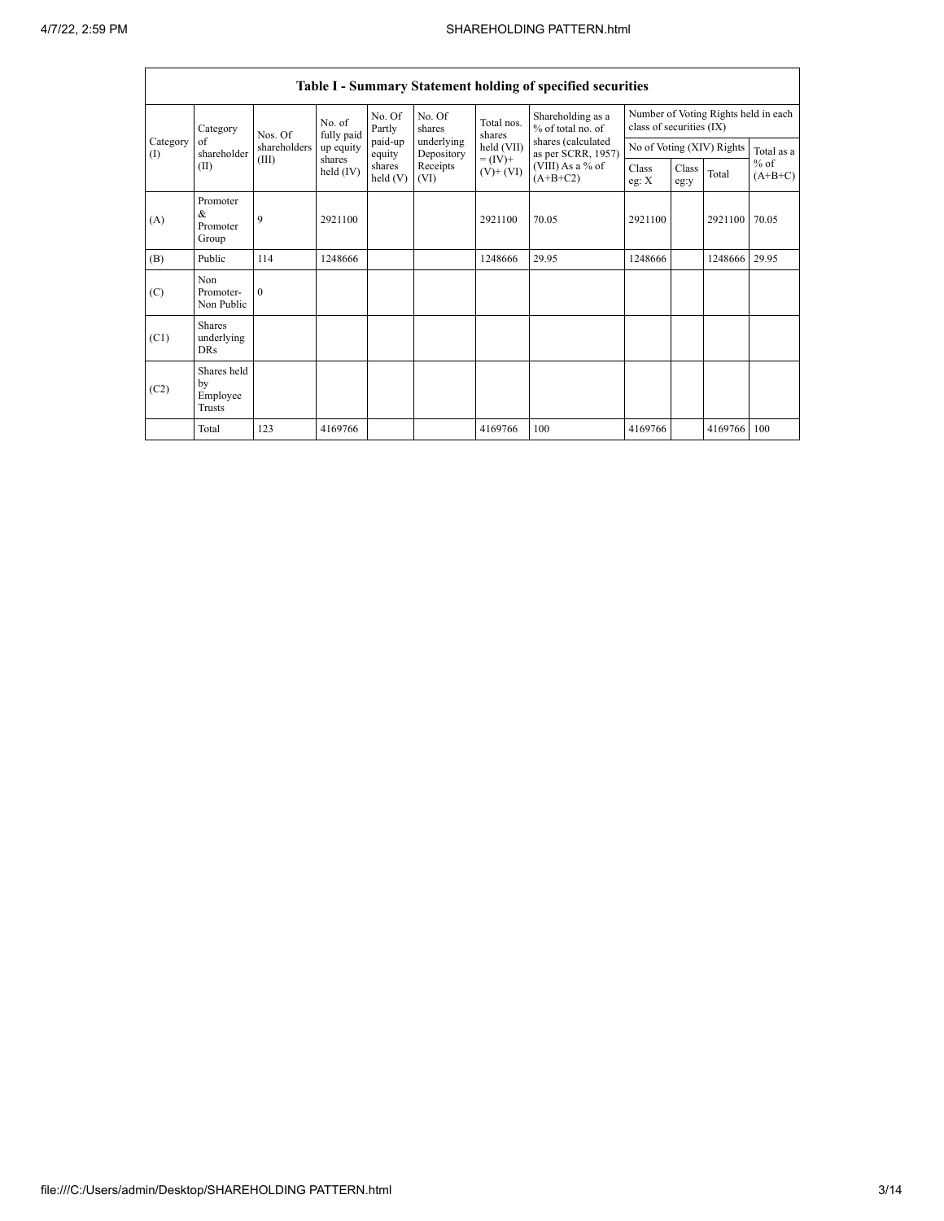| Table I - Summary Statement holding of specified securities | | | | | | | | | | | | |
|---|---|---|---|---|---|---|---|---|---|---|---|---|
| Category (I) | Category of shareholder (II) | Nos. Of shareholders (III) | No. of fully paid up equity shares held (IV) | No. Of Partly paid-up equity shares held (V) | No. Of shares underlying Depository Receipts (VI) | Total nos. shares held (VII) = (IV)+ (V)+ (VI) | Shareholding as a % of total no. of shares (calculated as per SCRR, 1957) (VIII) As a % of (A+B+C2) | Number of Voting Rights held in each class of securities (IX) | | | |
| | | | | | | | | No of Voting (XIV) Rights | | | Total as a % of (A+B+C) |
| | | | | | | | | Class eg: X | Class eg:y | Total | |
| (A) | Promoter & Promoter Group | 9 | 2921100 | | | 2921100 | 70.05 | 2921100 | | 2921100 | 70.05 |
| (B) | Public | 114 | 1248666 | | | 1248666 | 29.95 | 1248666 | | 1248666 | 29.95 |
| (C) | Non Promoter- Non Public | 0 | | | | | | | | | |
| (C1) | Shares underlying DRs | | | | | | | | | | |
| (C2) | Shares held by Employee Trusts | | | | | | | | | | |
| | Total | 123 | 4169766 | | | 4169766 | 100 | 4169766 | | 4169766 | 100 |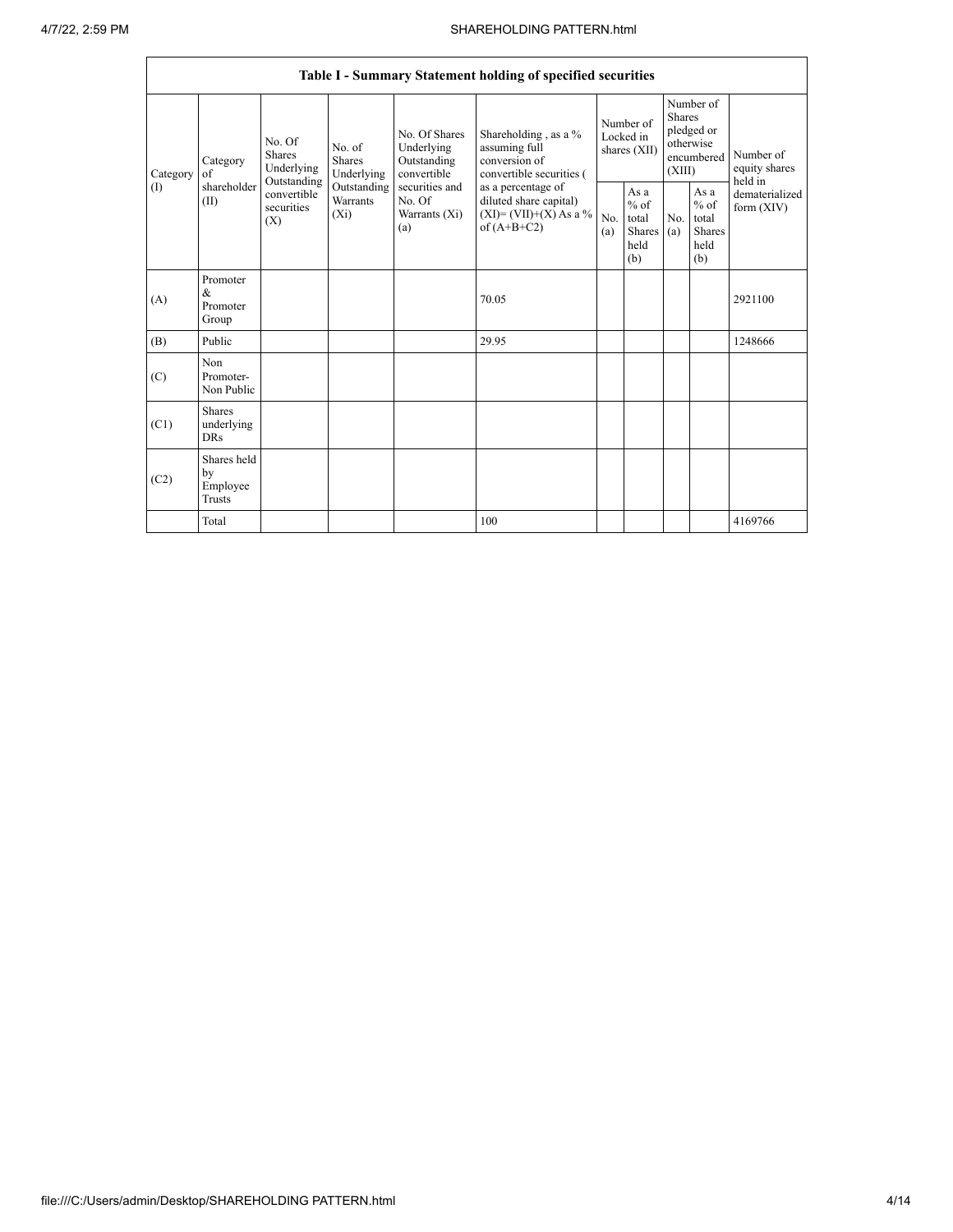| Table I - Summary Statement holding of specified securities | | | | | | | | | | | |
|---|---|---|---|---|---|---|---|---|---|---|---|
| Category (I) | Category of shareholder (II) | No. Of Shares Underlying Outstanding convertible securities (X) | No. of Shares Underlying Outstanding Warrants (Xi) | No. Of Shares Underlying Outstanding convertible securities and No. Of Warrants (Xi) (a) | Shareholding , as a % assuming full conversion of convertible securities ( as a percentage of diluted share capital) (XI)= (VII)+(X) As a % of (A+B+C2) | Number of Locked in shares (XII) | | Number of Shares pledged or otherwise encumbered (XIII) | | Number of equity shares held in dematerialized form (XIV) |
| | | | | | | No. (a) | As a % of total Shares held (b) | No. (a) | As a % of total Shares held (b) | |
| (A) | Promoter & Promoter Group | | | | 70.05 | | | | | 2921100 |
| (B) | Public | | | | 29.95 | | | | | 1248666 |
| (C) | Non Promoter- Non Public | | | | | | | | | |
| (C1) | Shares underlying DRs | | | | | | | | | |
| (C2) | Shares held by Employee Trusts | | | | | | | | | |
| | Total | | | | 100 | | | | | 4169766 |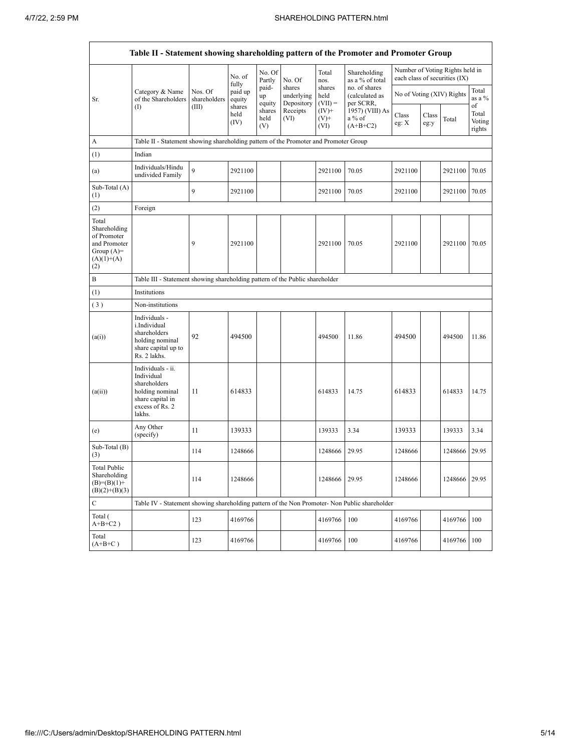| Table II - Statement showing shareholding pattern of the Promoter and Promoter Group | | | | | | | | | | | | |
|---|---|---|---|---|---|---|---|---|---|---|---|---|
| Sr. | Category & Name of the Shareholders (I) | Nos. Of shareholders (III) | No. of fully paid up equity shares held (IV) | No. Of Partly paid-up equity shares held (V) | No. Of shares underlying Depository Receipts (VI) | Total nos. shares held (VII) = (IV)+ (V)+ (VI) | Shareholding as a % of total no. of shares (calculated as per SCRR, 1957) (VIII) As a % of (A+B+C2) | Number of Voting Rights held in each class of securities (IX) | | | |
| | | | | | | | | No of Voting (XIV) Rights | | | Total as a % of Total Voting rights |
| | | | | | | | | Class eg: X | Class eg:y | Total | |
| A | Table II - Statement showing shareholding pattern of the Promoter and Promoter Group | | | | | | | | | | |
| (1) | Indian | | | | | | | | | | |
| (a) | Individuals/Hindu undivided Family | 9 | 2921100 | | | 2921100 | 70.05 | 2921100 | | 2921100 | 70.05 |
| Sub-Total (A) (1) | | 9 | 2921100 | | | 2921100 | 70.05 | 2921100 | | 2921100 | 70.05 |
| (2) | Foreign | | | | | | | | | | |
| Total Shareholding of Promoter and Promoter Group (A)=(A)(1)+(A)(2) | | 9 | 2921100 | | | 2921100 | 70.05 | 2921100 | | 2921100 | 70.05 |
| B | Table III - Statement showing shareholding pattern of the Public shareholder | | | | | | | | | | |
| (1) | Institutions | | | | | | | | | | |
| (3) | Non-institutions | | | | | | | | | | |
| (a(i)) | Individuals - i.Individual shareholders holding nominal share capital up to Rs. 2 lakhs. | 92 | 494500 | | | 494500 | 11.86 | 494500 | | 494500 | 11.86 |
| (a(ii)) | Individuals - ii. Individual shareholders holding nominal share capital in excess of Rs. 2 lakhs. | 11 | 614833 | | | 614833 | 14.75 | 614833 | | 614833 | 14.75 |
| (e) | Any Other (specify) | 11 | 139333 | | | 139333 | 3.34 | 139333 | | 139333 | 3.34 |
| Sub-Total (B) (3) | | 114 | 1248666 | | | 1248666 | 29.95 | 1248666 | | 1248666 | 29.95 |
| Total Public Shareholding (B)=(B)(1)+(B)(2)+(B)(3) | | 114 | 1248666 | | | 1248666 | 29.95 | 1248666 | | 1248666 | 29.95 |
| C | Table IV - Statement showing shareholding pattern of the Non Promoter- Non Public shareholder | | | | | | | | | | |
| Total ( A+B+C2 ) | | 123 | 4169766 | | | 4169766 | 100 | 4169766 | | 4169766 | 100 |
| Total (A+B+C ) | | 123 | 4169766 | | | 4169766 | 100 | 4169766 | | 4169766 | 100 |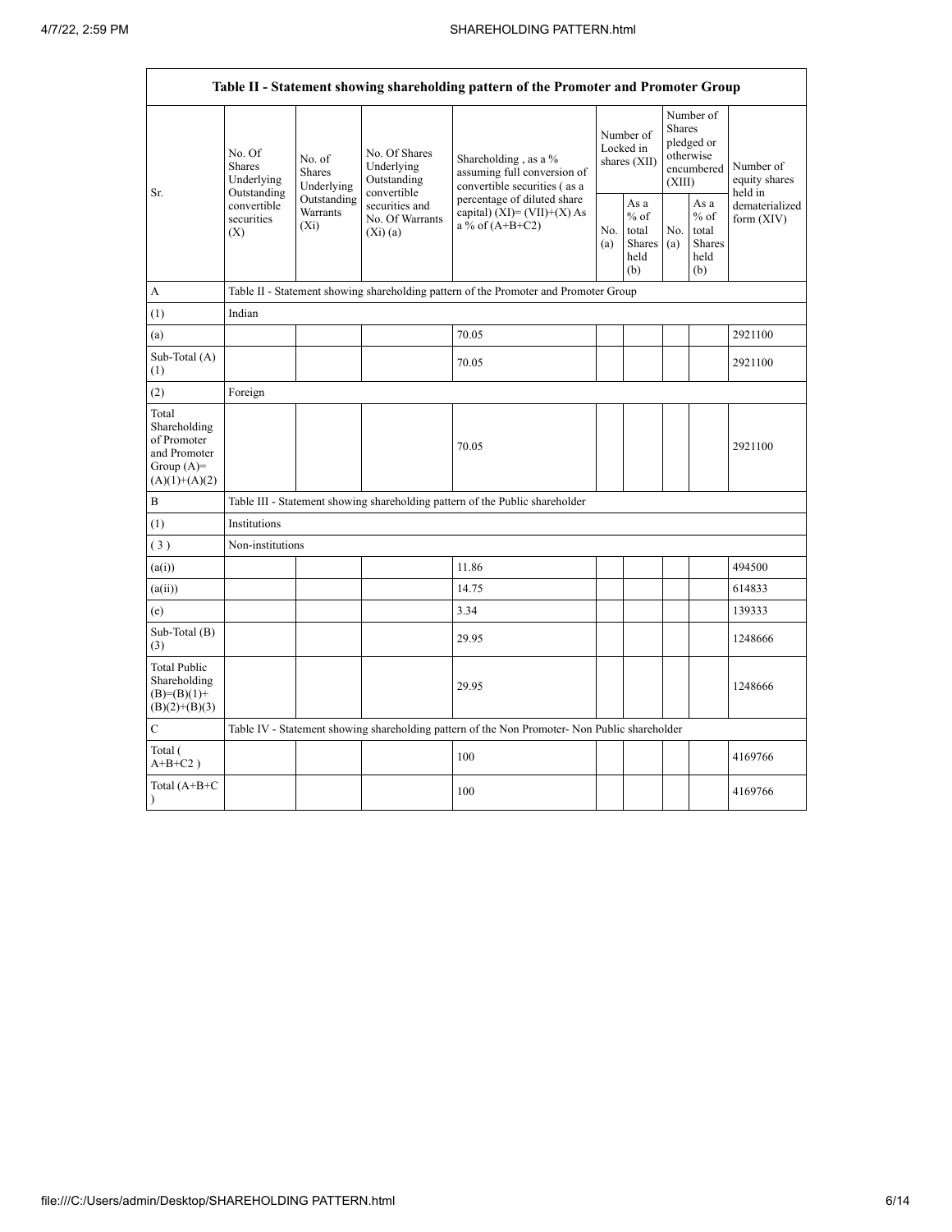| Table II - Statement showing shareholding pattern of the Promoter and Promoter Group | | | | | | | | | |
|---|---|---|---|---|---|---|---|---|---|
| Sr. | No. Of Shares Underlying Outstanding convertible securities (X) | No. of Shares Underlying Outstanding Warrants (Xi) | No. Of Shares Underlying Outstanding convertible securities and No. Of Warrants (Xi) (a) | Shareholding , as a % assuming full conversion of convertible securities ( as a percentage of diluted share capital) (XI)= (VII)+(X) As a % of (A+B+C2) | Number of Locked in shares (XII) | | Number of Shares pledged or otherwise encumbered (XIII) | | Number of equity shares held in dematerialized form (XIV) |
| | | | | | No. (a) | As a % of total Shares held (b) | No. (a) | As a % of total Shares held (b) | |
| A | Table II - Statement showing shareholding pattern of the Promoter and Promoter Group | | | | | | | | |
| (1) | Indian | | | | | | | | |
| (a) | | | | 70.05 | | | | | 2921100 |
| Sub-Total (A)(1) | | | | 70.05 | | | | | 2921100 |
| (2) | Foreign | | | | | | | | |
| Total Shareholding of Promoter and Promoter Group (A)= (A)(1)+(A)(2) | | | | 70.05 | | | | | 2921100 |
| B | Table III - Statement showing shareholding pattern of the Public shareholder | | | | | | | | |
| (1) | Institutions | | | | | | | | |
| ( 3 ) | Non-institutions | | | | | | | | |
| (a(i)) | | | | 11.86 | | | | | 494500 |
| (a(ii)) | | | | 14.75 | | | | | 614833 |
| (e) | | | | 3.34 | | | | | 139333 |
| Sub-Total (B)(3) | | | | 29.95 | | | | | 1248666 |
| Total Public Shareholding (B)=(B)(1)+(B)(2)+(B)(3) | | | | 29.95 | | | | | 1248666 |
| C | Table IV - Statement showing shareholding pattern of the Non Promoter- Non Public shareholder | | | | | | | | |
| Total ( A+B+C2 ) | | | | 100 | | | | | 4169766 |
| Total (A+B+C ) | | | | 100 | | | | | 4169766 |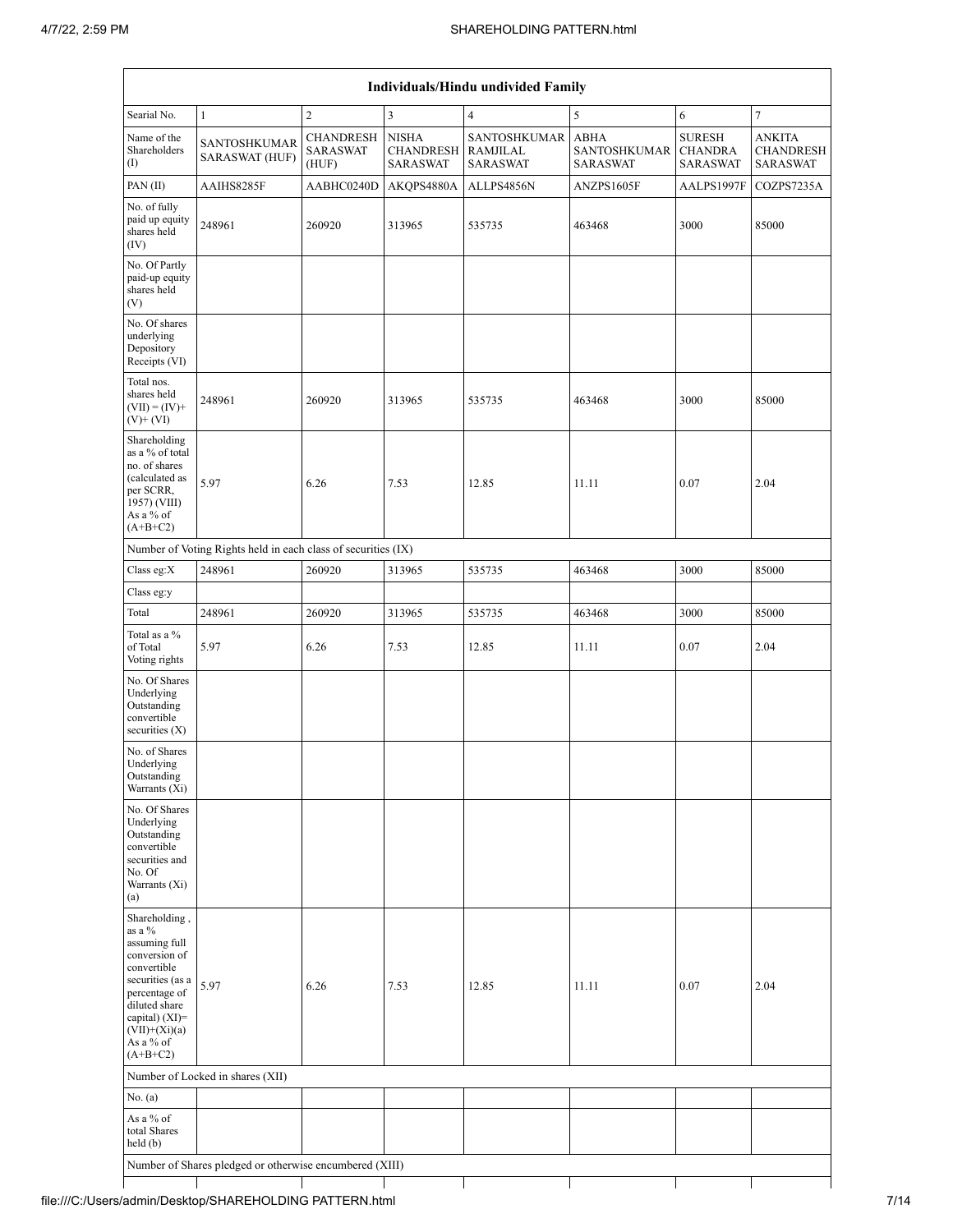| Individuals/Hindu undivided Family | | | | | | | |
|---|---|---|---|---|---|---|---|
| Searial No. | 1 | 2 | 3 | 4 | 5 | 6 | 7 |
| Name of the Shareholders (I) | SANTOSHKUMAR SARASWAT (HUF) | CHANDRESH SARASWAT (HUF) | NISHA CHANDRESH SARASWAT | SANTOSHKUMAR RAMJILAL SARASWAT | ABHA SANTOSHKUMAR SARASWAT | SURESH CHANDRA SARASWAT | ANKITA CHANDRESH SARASWAT |
| PAN (II) | AAIHS8285F | AABHC0240D | AKQPS4880A | ALLPS4856N | ANZPS1605F | AALPS1997F | COZPS7235A |
| No. of fully paid up equity shares held (IV) | 248961 | 260920 | 313965 | 535735 | 463468 | 3000 | 85000 |
| No. Of Partly paid-up equity shares held (V) | | | | | | | |
| No. Of shares underlying Depository Receipts (VI) | | | | | | | |
| Total nos. shares held (VII) = (IV)+ (V)+ (VI) | 248961 | 260920 | 313965 | 535735 | 463468 | 3000 | 85000 |
| Shareholding as a % of total no. of shares (calculated as per SCRR, 1957) (VIII) As a % of (A+B+C2) | 5.97 | 6.26 | 7.53 | 12.85 | 11.11 | 0.07 | 2.04 |
| Number of Voting Rights held in each class of securities (IX) | | | | | | | |
| Class eg:X | 248961 | 260920 | 313965 | 535735 | 463468 | 3000 | 85000 |
| Class eg:y | | | | | | | |
| Total | 248961 | 260920 | 313965 | 535735 | 463468 | 3000 | 85000 |
| Total as a % of Total Voting rights | 5.97 | 6.26 | 7.53 | 12.85 | 11.11 | 0.07 | 2.04 |
| No. Of Shares Underlying Outstanding convertible securities (X) | | | | | | | |
| No. of Shares Underlying Outstanding Warrants (Xi) | | | | | | | |
| No. Of Shares Underlying Outstanding convertible securities and No. Of Warrants (Xi) (a) | | | | | | | |
| Shareholding , as a % assuming full conversion of convertible securities (as a percentage of diluted share capital) (XI)= (VII)+(Xi)(a) As a % of (A+B+C2) | 5.97 | 6.26 | 7.53 | 12.85 | 11.11 | 0.07 | 2.04 |
| Number of Locked in shares (XII) | | | | | | | |
| No. (a) | | | | | | | |
| As a % of total Shares held (b) | | | | | | | |
| Number of Shares pledged or otherwise encumbered (XIII) | | | | | | | |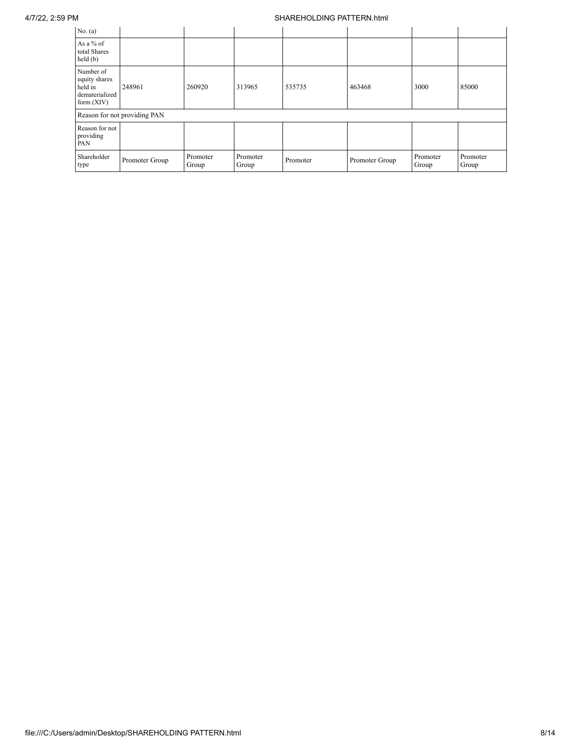| No. (a) | | | | | | | |
|---|---|---|---|---|---|---|---|
| As a % of total Shares held (b) | | | | | | | |
| Number of equity shares held in dematerialized form (XIV) | 248961 | 260920 | 313965 | 535735 | 463468 | 3000 | 85000 |
| Reason for not providing PAN | | | | | | | |
| Reason for not providing PAN | | | | | | | |
| Shareholder type | Promoter Group | Promoter Group | Promoter Group | Promoter | Promoter Group | Promoter Group | Promoter Group |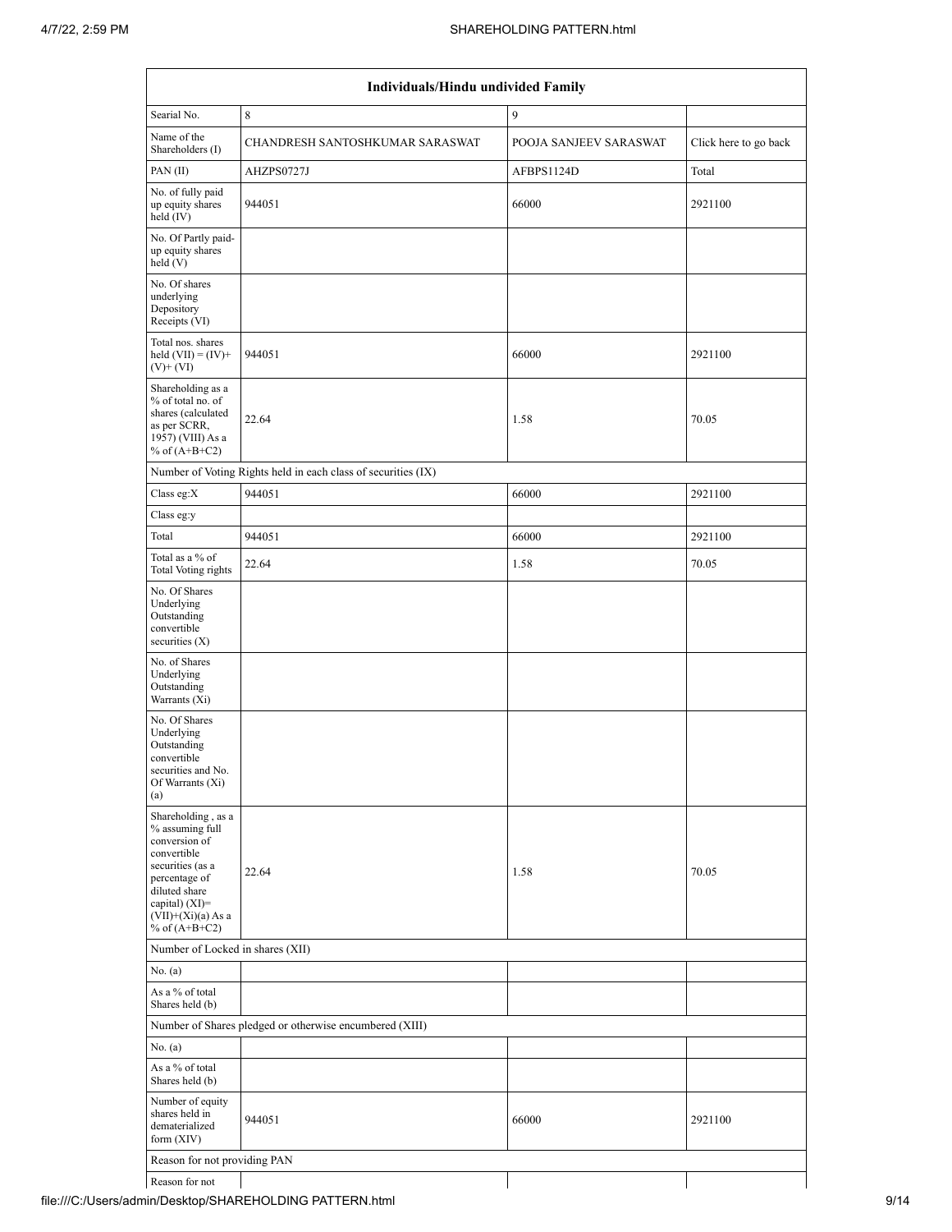| Individuals/Hindu undivided Family | | | |
|---|---|---|---|
| Searial No. | 8 | 9 | |
| Name of the Shareholders (I) | CHANDRESH SANTOSHKUMAR SARASWAT | POOJA SANJEEV SARASWAT | Click here to go back |
| PAN (II) | AHZPS0727J | AFBPS1124D | Total |
| No. of fully paid up equity shares held (IV) | 944051 | 66000 | 2921100 |
| No. Of Partly paid-up equity shares held (V) | | | |
| No. Of shares underlying Depository Receipts (VI) | | | |
| Total nos. shares held (VII) = (IV)+(V)+ (VI) | 944051 | 66000 | 2921100 |
| Shareholding as a % of total no. of shares (calculated as per SCRR, 1957) (VIII) As a % of (A+B+C2) | 22.64 | 1.58 | 70.05 |
| Number of Voting Rights held in each class of securities (IX) | | | |
| Class eg:X | 944051 | 66000 | 2921100 |
| Class eg:y | | | |
| Total | 944051 | 66000 | 2921100 |
| Total as a % of Total Voting rights | 22.64 | 1.58 | 70.05 |
| No. Of Shares Underlying Outstanding convertible securities (X) | | | |
| No. of Shares Underlying Outstanding Warrants (Xi) | | | |
| No. Of Shares Underlying Outstanding convertible securities and No. Of Warrants (Xi) (a) | | | |
| Shareholding , as a % assuming full conversion of convertible securities (as a percentage of diluted share capital) (XI)= (VII)+(Xi)(a) As a % of (A+B+C2) | 22.64 | 1.58 | 70.05 |
| Number of Locked in shares (XII) | | | |
| No. (a) | | | |
| As a % of total Shares held (b) | | | |
| Number of Shares pledged or otherwise encumbered (XIII) | | | |
| No. (a) | | | |
| As a % of total Shares held (b) | | | |
| Number of equity shares held in dematerialized form (XIV) | 944051 | 66000 | 2921100 |
| Reason for not providing PAN | | | |
| Reason for not | | | |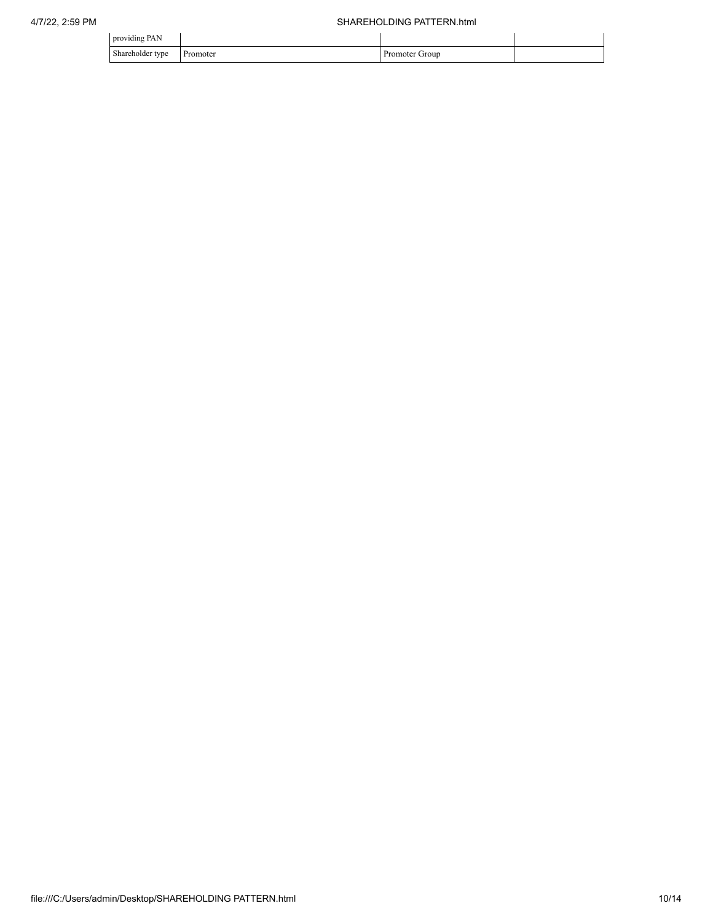| providing PAN | | | |
| --- | --- | --- | --- |
| Shareholder type | Promoter | Promoter Group | |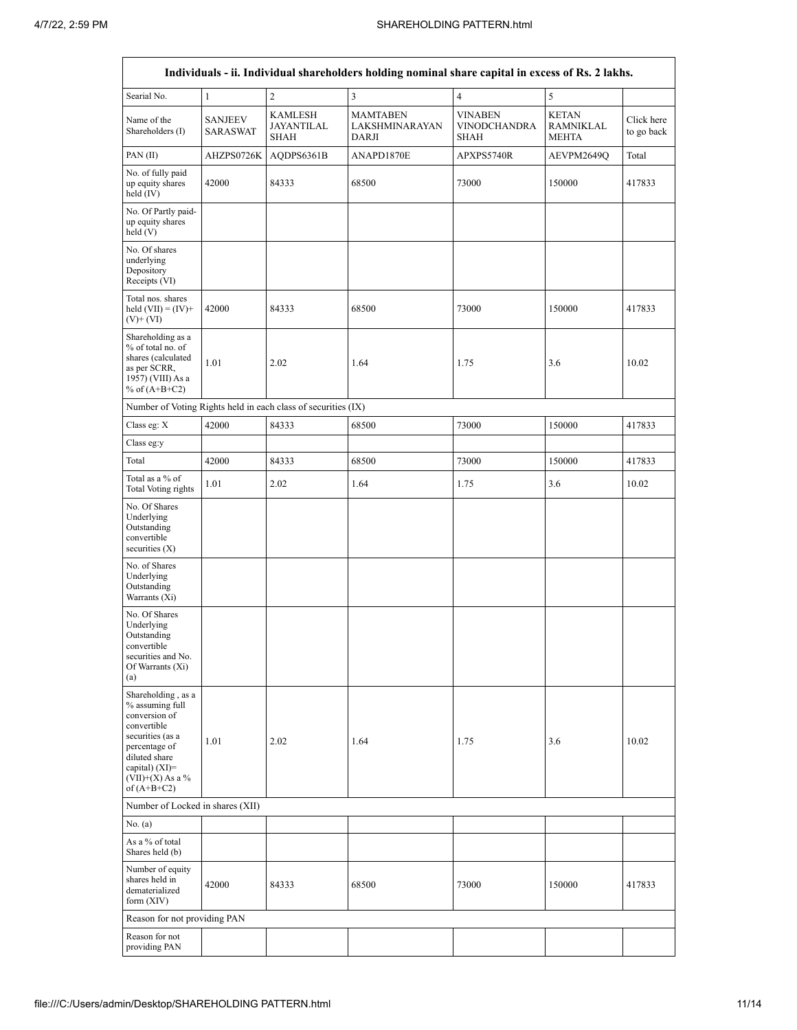| Individuals - ii. Individual shareholders holding nominal share capital in excess of Rs. 2 lakhs. | | | | | | |
|---|---|---|---|---|---|---|
| Searial No. | 1 | 2 | 3 | 4 | 5 | |
| Name of the Shareholders (I) | SANJEEV SARASWAT | KAMLESH JAYANTILAL SHAH | MAMTABEN LAKSHMINARAYAN DARJI | VINABEN VINODCHANDRA SHAH | KETAN RAMNIKLAL MEHTA | Click here to go back |
| PAN (II) | AHZPS0726K | AQDPS6361B | ANAPD1870E | APXPS5740R | AEVPM2649Q | Total |
| No. of fully paid up equity shares held (IV) | 42000 | 84333 | 68500 | 73000 | 150000 | 417833 |
| No. Of Partly paid-up equity shares held (V) | | | | | | |
| No. Of shares underlying Depository Receipts (VI) | | | | | | |
| Total nos. shares held (VII) = (IV)+(V)+ (VI) | 42000 | 84333 | 68500 | 73000 | 150000 | 417833 |
| Shareholding as a % of total no. of shares (calculated as per SCRR, 1957) (VIII) As a % of (A+B+C2) | 1.01 | 2.02 | 1.64 | 1.75 | 3.6 | 10.02 |
| Number of Voting Rights held in each class of securities (IX) | | | | | | |
| Class eg: X | 42000 | 84333 | 68500 | 73000 | 150000 | 417833 |
| Class eg:y | | | | | | |
| Total | 42000 | 84333 | 68500 | 73000 | 150000 | 417833 |
| Total as a % of Total Voting rights | 1.01 | 2.02 | 1.64 | 1.75 | 3.6 | 10.02 |
| No. Of Shares Underlying Outstanding convertible securities (X) | | | | | | |
| No. of Shares Underlying Outstanding Warrants (Xi) | | | | | | |
| No. Of Shares Underlying Outstanding convertible securities and No. Of Warrants (Xi) (a) | | | | | | |
| Shareholding , as a % assuming full conversion of convertible securities (as a percentage of diluted share capital) (XI)= (VII)+(X) As a % of (A+B+C2) | 1.01 | 2.02 | 1.64 | 1.75 | 3.6 | 10.02 |
| Number of Locked in shares (XII) | | | | | | |
| No. (a) | | | | | | |
| As a % of total Shares held (b) | | | | | | |
| Number of equity shares held in dematerialized form (XIV) | 42000 | 84333 | 68500 | 73000 | 150000 | 417833 |
| Reason for not providing PAN | | | | | | |
| Reason for not providing PAN | | | | | | |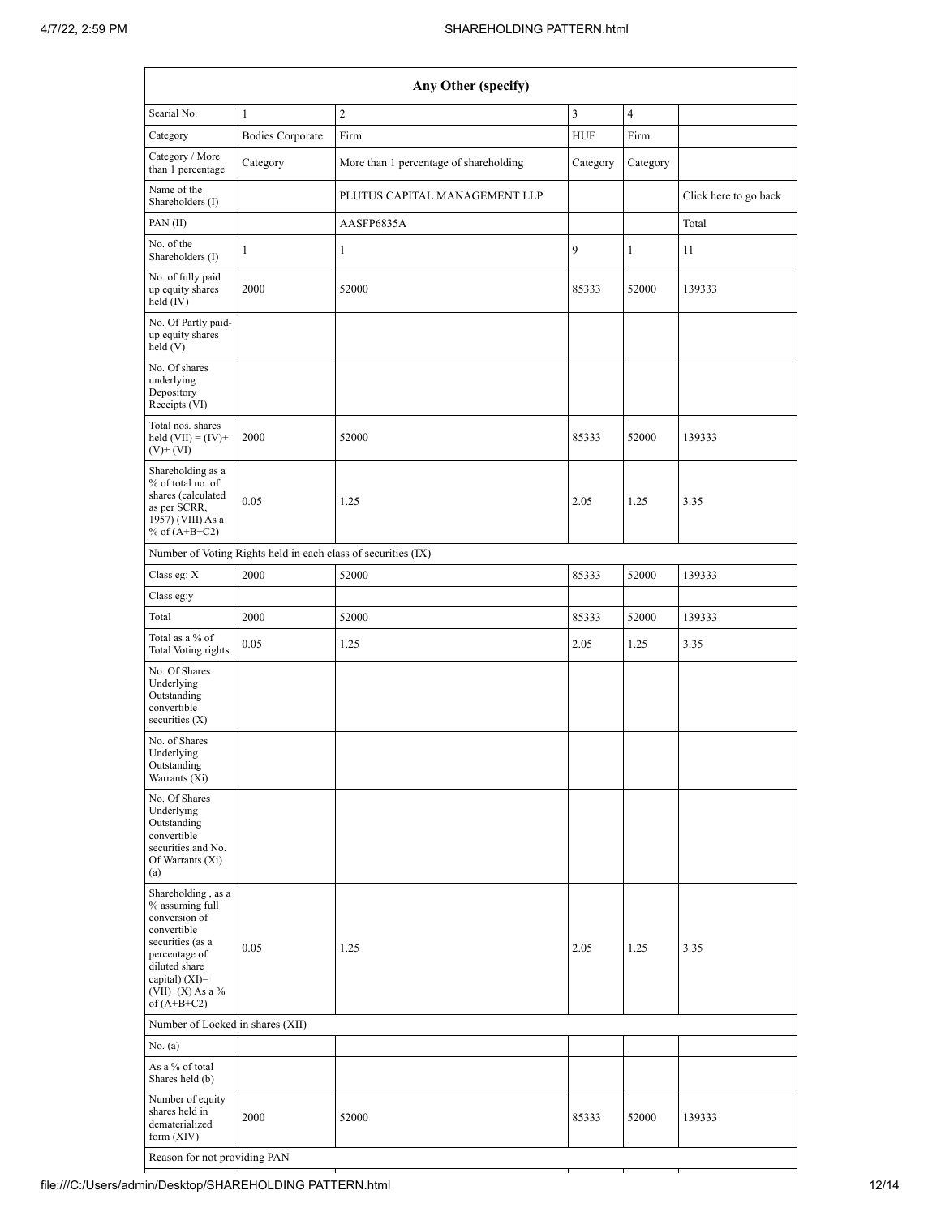| Any Other (specify) | | | | | |
|---|---|---|---|---|---|
| Searial No. | 1 | 2 | 3 | 4 | |
| Category | Bodies Corporate | Firm | HUF | Firm | |
| Category / More than 1 percentage | Category | More than 1 percentage of shareholding | Category | Category | |
| Name of the Shareholders (I) | | PLUTUS CAPITAL MANAGEMENT LLP | | | Click here to go back |
| PAN (II) | | AASFP6835A | | | Total |
| No. of the Shareholders (I) | 1 | 1 | 9 | 1 | 11 |
| No. of fully paid up equity shares held (IV) | 2000 | 52000 | 85333 | 52000 | 139333 |
| No. Of Partly paid-up equity shares held (V) | | | | | |
| No. Of shares underlying Depository Receipts (VI) | | | | | |
| Total nos. shares held (VII) = (IV)+(V)+ (VI) | 2000 | 52000 | 85333 | 52000 | 139333 |
| Shareholding as a % of total no. of shares (calculated as per SCRR, 1957) (VIII) As a % of (A+B+C2) | 0.05 | 1.25 | 2.05 | 1.25 | 3.35 |
| Number of Voting Rights held in each class of securities (IX) | | | | | |
| Class eg: X | 2000 | 52000 | 85333 | 52000 | 139333 |
| Class eg:y | | | | | |
| Total | 2000 | 52000 | 85333 | 52000 | 139333 |
| Total as a % of Total Voting rights | 0.05 | 1.25 | 2.05 | 1.25 | 3.35 |
| No. Of Shares Underlying Outstanding convertible securities (X) | | | | | |
| No. of Shares Underlying Outstanding Warrants (Xi) | | | | | |
| No. Of Shares Underlying Outstanding convertible securities and No. Of Warrants (Xi) (a) | | | | | |
| Shareholding , as a % assuming full conversion of convertible securities (as a percentage of diluted share capital) (XI)= (VII)+(X) As a % of (A+B+C2) | 0.05 | 1.25 | 2.05 | 1.25 | 3.35 |
| Number of Locked in shares (XII) | | | | | |
| No. (a) | | | | | |
| As a % of total Shares held (b) | | | | | |
| Number of equity shares held in dematerialized form (XIV) | 2000 | 52000 | 85333 | 52000 | 139333 |
| Reason for not providing PAN | | | | | |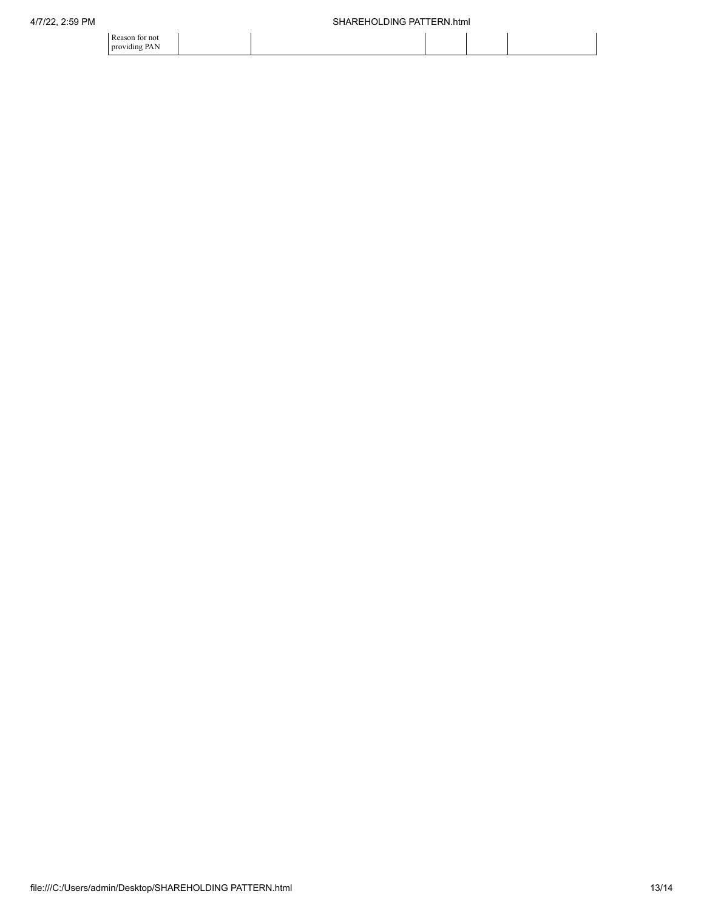| Reason for not providing PAN | | | | | |
|---|---|---|---|---|---|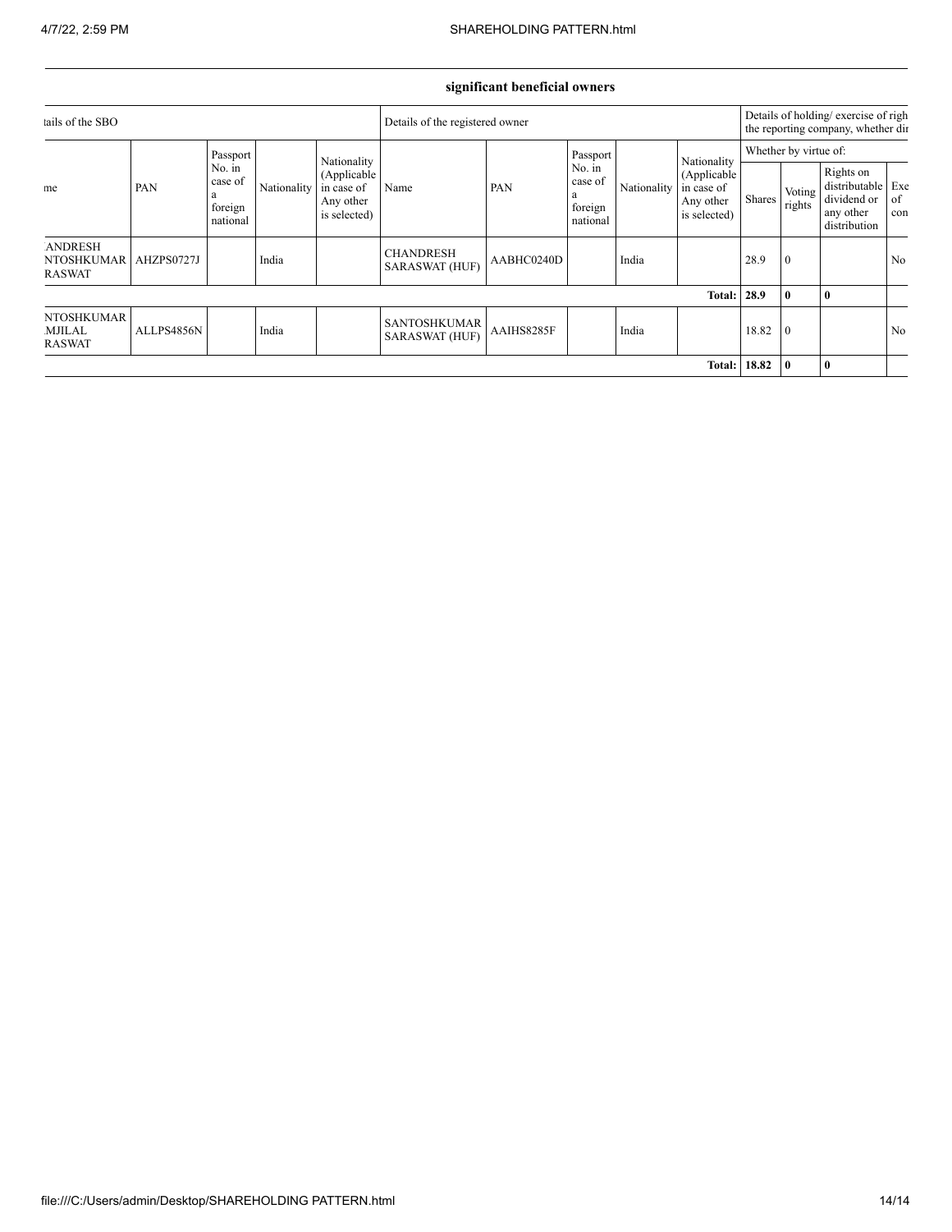**significant beneficial owners**

| tails of the SBO | | | | | Details of the registered owner | | | | | Details of holding/ exercise of righ the reporting company, whether dir | | | |
|---|---|---|---|---|---|---|---|---|---|---|---|---|---|
| | | | | | | | | | | Whether by virtue of: | | | |
| me | PAN | Passport No. in case of a foreign national | Nationality | Nationality (Applicable in case of Any other is selected) | Name | PAN | Passport No. in case of a foreign national | Nationality | Nationality (Applicable in case of Any other is selected) | Shares | Voting rights | Rights on distributable dividend or any other distribution | Exe of con |
| ANDRESH NTOSHKUMAR RASWAT | AHZPS0727J | | India | | CHANDRESH SARASWAT (HUF) | AABHC0240D | | India | | 28.9 | 0 | | No |
| | | | | | | | | | **Total:** | **28.9** | **0** | **0** | |
| NTOSHKUMAR MJILAL RASWAT | ALLPS4856N | | India | | SANTOSHKUMAR SARASWAT (HUF) | AAIHS8285F | | India | | 18.82 | 0 | | No |
| | | | | | | | | | **Total:** | **18.82** | **0** | **0** | |